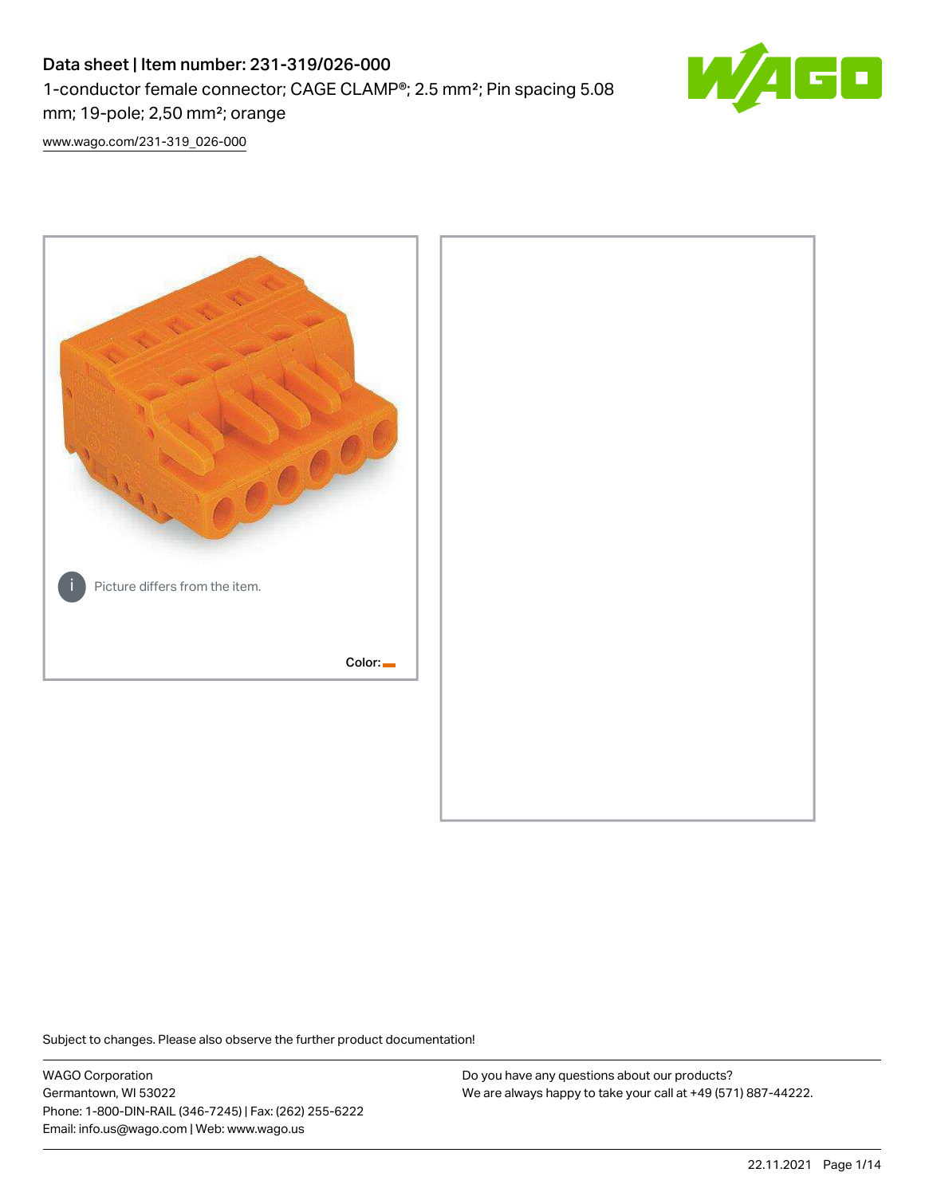# Data sheet | Item number: 231-319/026-000

1-conductor female connector; CAGE CLAMP®; 2.5 mm²; Pin spacing 5.08 mm; 19-pole; 2,50 mm²; orange

www.wago.com/231-319_026-000

Picture differs from the item.

Color:

Subject to changes. Please also observe the further product documentation!

WAGO Corporation
Germantown, WI 53022
Phone: 1-800-DIN-RAIL (346-7245) | Fax: (262) 255-6222
Email: info.us@wago.com | Web: www.wago.us

Do you have any questions about our products?
We are always happy to take your call at +49 (571) 887-44222.

22.11.2021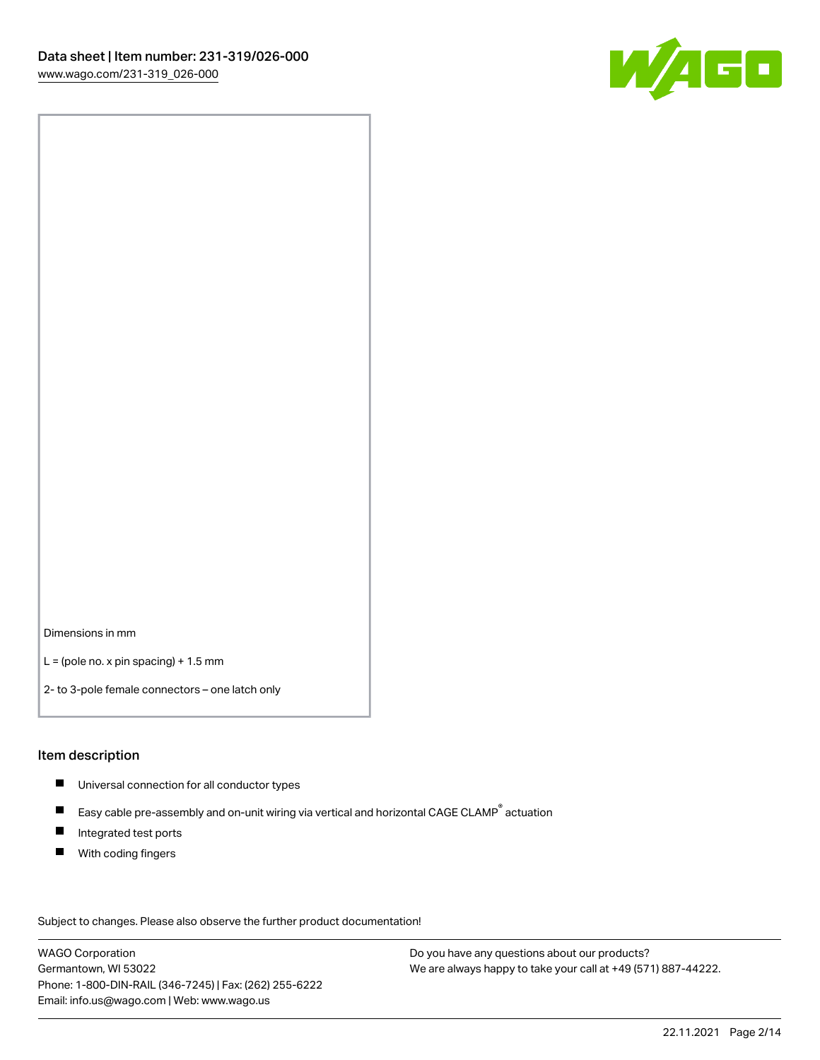Dimensions in mm

L = (pole no. x pin spacing) + 1.5 mm

2- to 3-pole female connectors – one latch only

## Item description

- Universal connection for all conductor types
- Easy cable pre-assembly and on-unit wiring via vertical and horizontal CAGE CLAMP® actuation
- Integrated test ports
- With coding fingers

Subject to changes. Please also observe the further product documentation!

WAGO Corporation
Germantown, WI 53022
Phone: 1-800-DIN-RAIL (346-7245) | Fax: (262) 255-6222
Email: info.us@wago.com | Web: www.wago.us

Do you have any questions about our products?
We are always happy to take your call at +49 (571) 887-44222.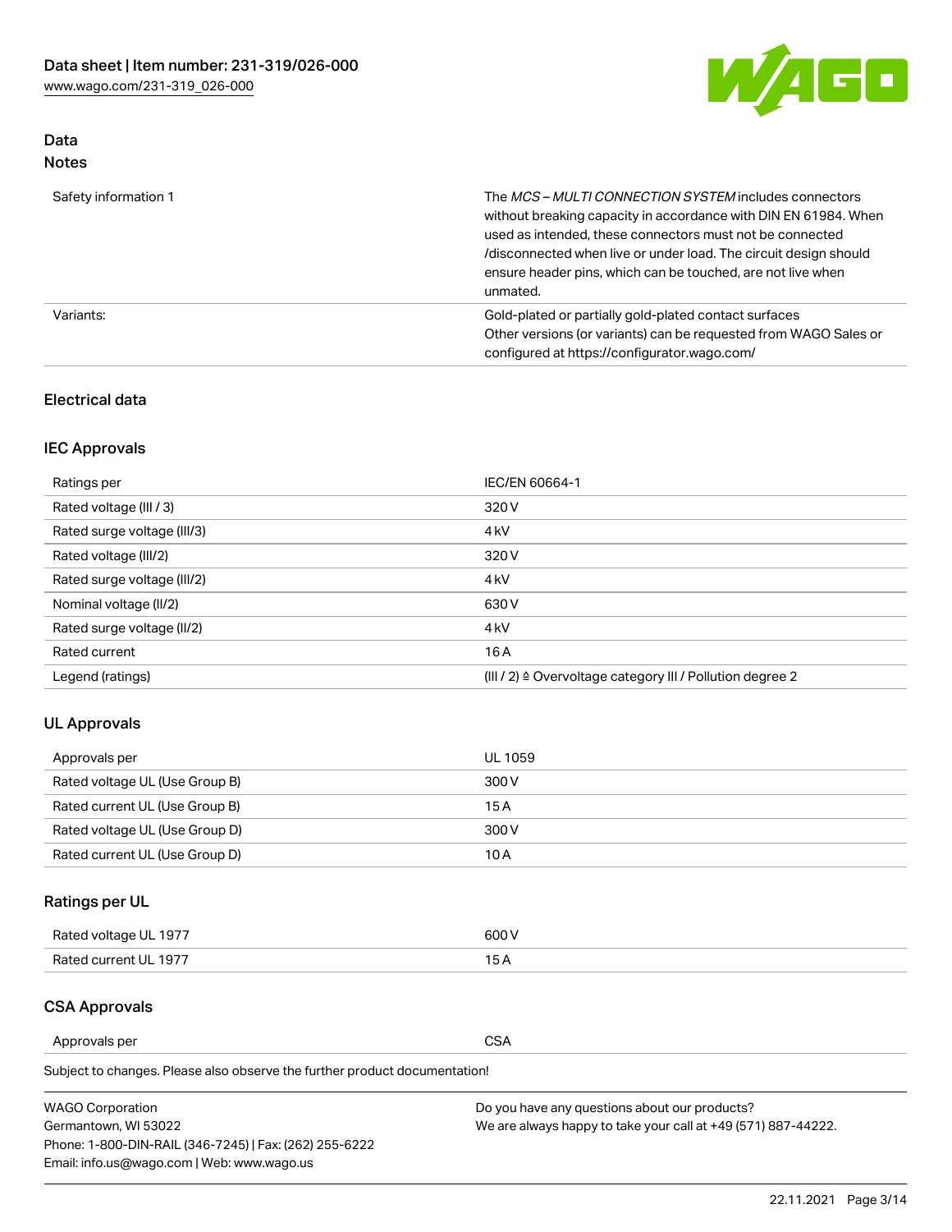## Data
### Notes

| | |
|---|---|
| Safety information 1 | The *MCS – MULTI CONNECTION SYSTEM* includes connectors without breaking capacity in accordance with DIN EN 61984. When used as intended, these connectors must not be connected /disconnected when live or under load. The circuit design should ensure header pins, which can be touched, are not live when unmated. |
| Variants: | Gold-plated or partially gold-plated contact surfaces<br>Other versions (or variants) can be requested from WAGO Sales or configured at https://configurator.wago.com/ |

### Electrical data

### IEC Approvals

| | |
|---|---|
| Ratings per | IEC/EN 60664-1 |
| Rated voltage (III / 3) | 320 V |
| Rated surge voltage (III/3) | 4 kV |
| Rated voltage (III/2) | 320 V |
| Rated surge voltage (III/2) | 4 kV |
| Nominal voltage (II/2) | 630 V |
| Rated surge voltage (II/2) | 4 kV |
| Rated current | 16 A |
| Legend (ratings) | (III / 2) ≙ Overvoltage category III / Pollution degree 2 |

### UL Approvals

| | |
|---|---|
| Approvals per | UL 1059 |
| Rated voltage UL (Use Group B) | 300 V |
| Rated current UL (Use Group B) | 15 A |
| Rated voltage UL (Use Group D) | 300 V |
| Rated current UL (Use Group D) | 10 A |

### Ratings per UL

| | |
|---|---|
| Rated voltage UL 1977 | 600 V |
| Rated current UL 1977 | 15 A |

### CSA Approvals

| | |
|---|---|
| Approvals per | CSA |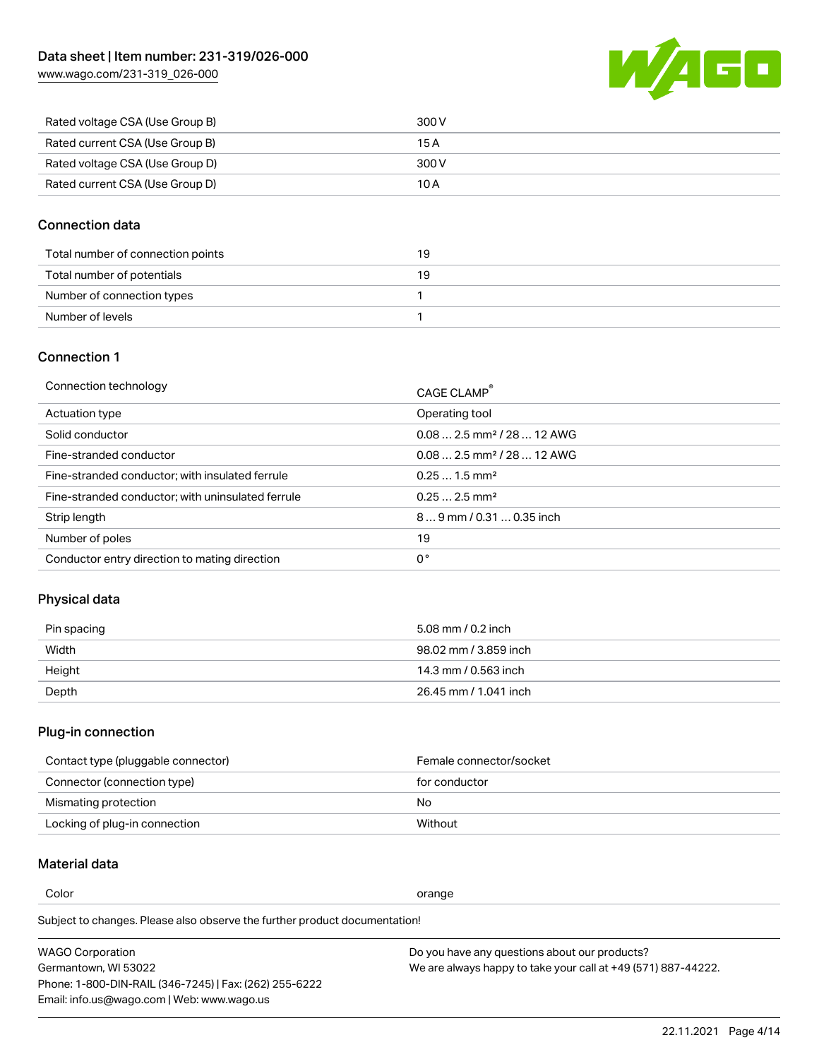| Rated voltage CSA (Use Group B) | 300 V |
| --- | --- |
| Rated current CSA (Use Group B) | 15 A |
| Rated voltage CSA (Use Group D) | 300 V |
| Rated current CSA (Use Group D) | 10 A |

## Connection data

| Total number of connection points | 19 |
| --- | --- |
| Total number of potentials | 19 |
| Number of connection types | 1 |
| Number of levels | 1 |

## Connection 1

| Connection technology | CAGE CLAMP® |
| --- | --- |
| Actuation type | Operating tool |
| Solid conductor | 0.08 … 2.5 mm² / 28 … 12 AWG |
| Fine-stranded conductor | 0.08 … 2.5 mm² / 28 … 12 AWG |
| Fine-stranded conductor; with insulated ferrule | 0.25 … 1.5 mm² |
| Fine-stranded conductor; with uninsulated ferrule | 0.25 … 2.5 mm² |
| Strip length | 8 … 9 mm / 0.31 … 0.35 inch |
| Number of poles | 19 |
| Conductor entry direction to mating direction | 0 ° |

## Physical data

| Pin spacing | 5.08 mm / 0.2 inch |
| --- | --- |
| Width | 98.02 mm / 3.859 inch |
| Height | 14.3 mm / 0.563 inch |
| Depth | 26.45 mm / 1.041 inch |

## Plug-in connection

| Contact type (pluggable connector) | Female connector/socket |
| --- | --- |
| Connector (connection type) | for conductor |
| Mismating protection | No |
| Locking of plug-in connection | Without |

## Material data

| Color | orange |
| --- | --- |

Subject to changes. Please also observe the further product documentation!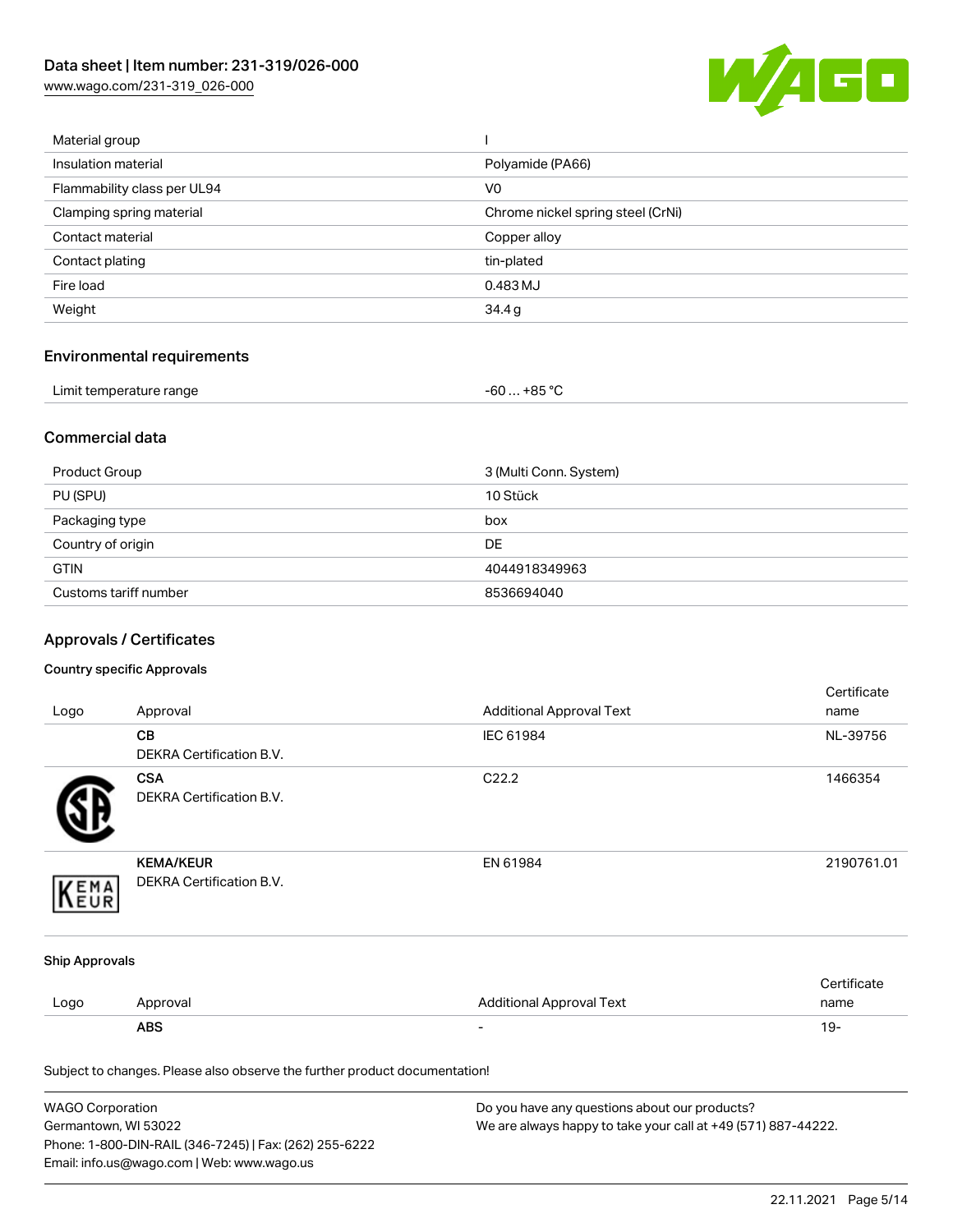| Material group | I |
| --- | --- |
| Insulation material | Polyamide (PA66) |
| Flammability class per UL94 | V0 |
| Clamping spring material | Chrome nickel spring steel (CrNi) |
| Contact material | Copper alloy |
| Contact plating | tin-plated |
| Fire load | 0.483 MJ |
| Weight | 34.4 g |

## Environmental requirements

| Limit temperature range | -60 … +85 °C |
| --- | --- |

## Commercial data

| Product Group | 3 (Multi Conn. System) |
| --- | --- |
| PU (SPU) | 10 Stück |
| Packaging type | box |
| Country of origin | DE |
| GTIN | 4044918349963 |
| Customs tariff number | 8536694040 |

## Approvals / Certificates

### Country specific Approvals

| Logo | Approval | Additional Approval Text | Certificate name |
| --- | --- | --- | --- |
| | **CB**<br>DEKRA Certification B.V. | IEC 61984 | NL-39756 |
| | **CSA**<br>DEKRA Certification B.V. | C22.2 | 1466354 |
| | **KEMA/KEUR**<br>DEKRA Certification B.V. | EN 61984 | 2190761.01 |

### Ship Approvals

| Logo | Approval | Additional Approval Text | Certificate name |
| --- | --- | --- | --- |
| | **ABS** | - | 19- |

Subject to changes. Please also observe the further product documentation!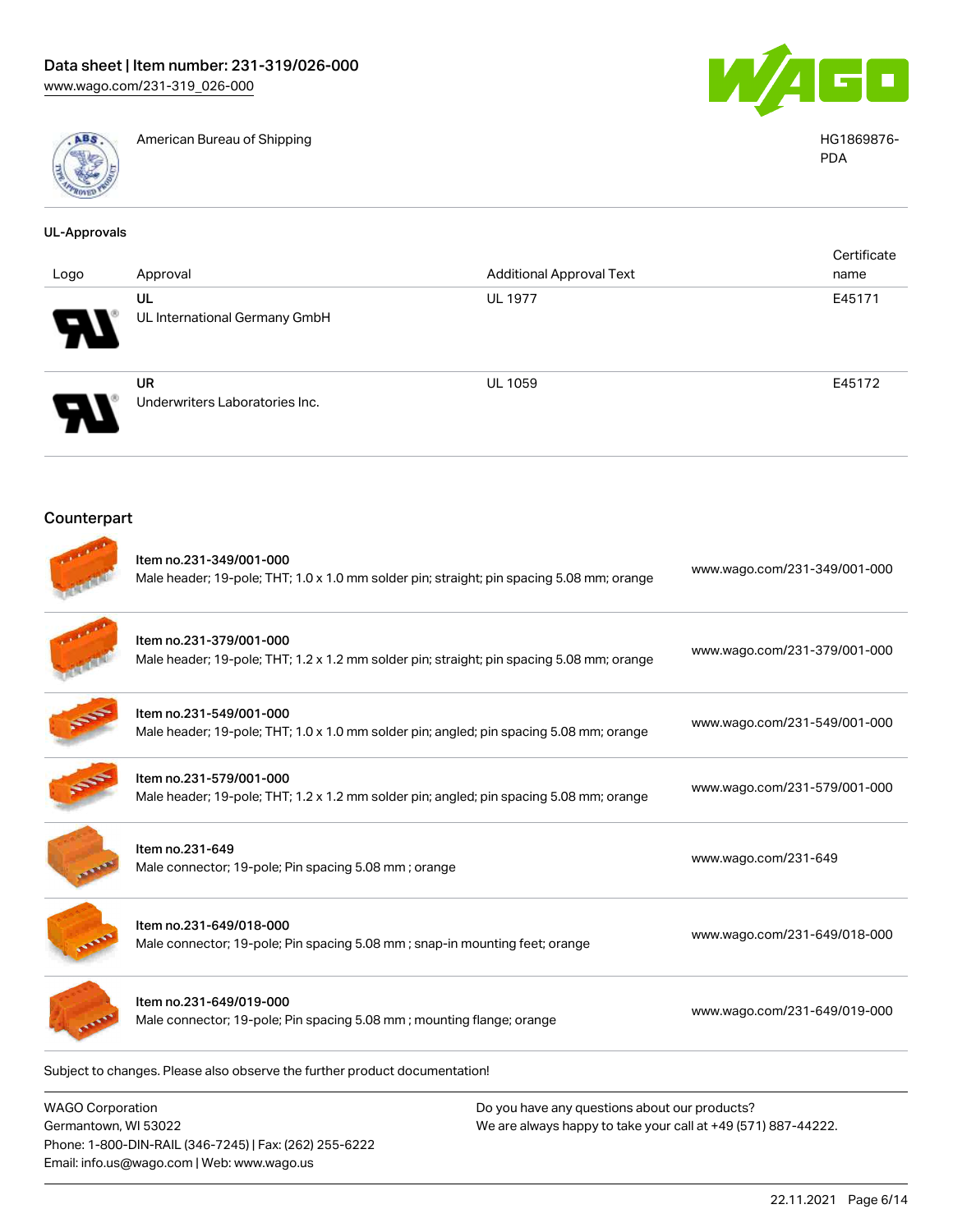| | American Bureau of Shipping | HG1869876-PDA |
|---|---|---|

### UL-Approvals

| Logo | Approval | Additional Approval Text | Certificate name |
|---|---|---|---|
| | UL<br>UL International Germany GmbH | UL 1977 | E45171 |
| | UR<br>Underwriters Laboratories Inc. | UL 1059 | E45172 |

## Counterpart

| | | |
|---|---|---|
| | Item no.231-349/001-000<br>Male header; 19-pole; THT; 1.0 x 1.0 mm solder pin; straight; pin spacing 5.08 mm; orange | www.wago.com/231-349/001-000 |
| | Item no.231-379/001-000<br>Male header; 19-pole; THT; 1.2 x 1.2 mm solder pin; straight; pin spacing 5.08 mm; orange | www.wago.com/231-379/001-000 |
| | Item no.231-549/001-000<br>Male header; 19-pole; THT; 1.0 x 1.0 mm solder pin; angled; pin spacing 5.08 mm; orange | www.wago.com/231-549/001-000 |
| | Item no.231-579/001-000<br>Male header; 19-pole; THT; 1.2 x 1.2 mm solder pin; angled; pin spacing 5.08 mm; orange | www.wago.com/231-579/001-000 |
| | Item no.231-649<br>Male connector; 19-pole; Pin spacing 5.08 mm ; orange | www.wago.com/231-649 |
| | Item no.231-649/018-000<br>Male connector; 19-pole; Pin spacing 5.08 mm ; snap-in mounting feet; orange | www.wago.com/231-649/018-000 |
| | Item no.231-649/019-000<br>Male connector; 19-pole; Pin spacing 5.08 mm ; mounting flange; orange | www.wago.com/231-649/019-000 |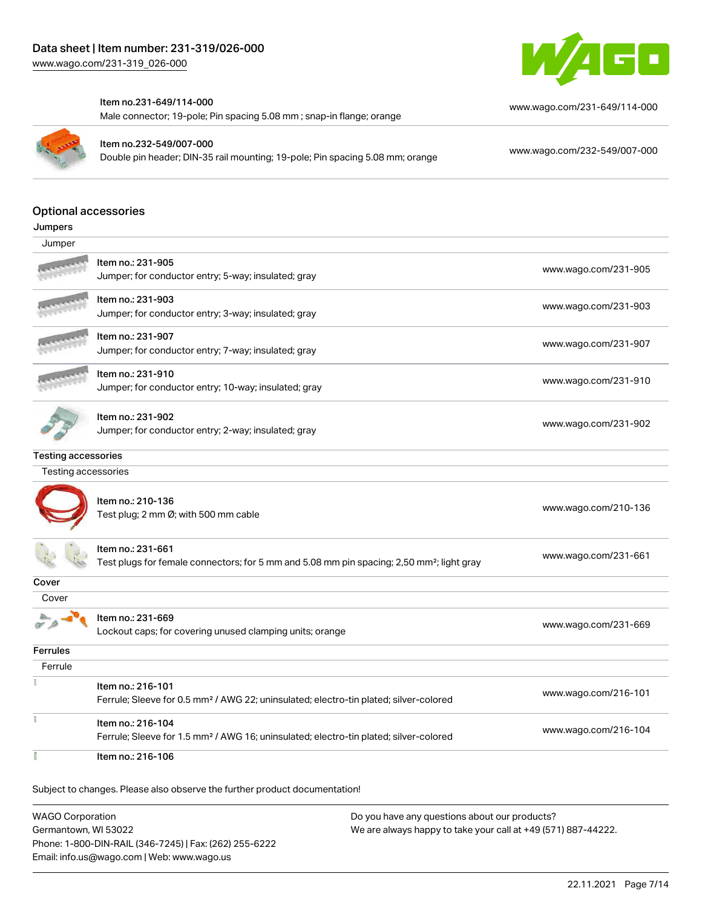| Item | Link |
|---|---|
| Item no.231-649/114-000<br>Male connector; 19-pole; Pin spacing 5.08 mm ; snap-in flange; orange | www.wago.com/231-649/114-000 |
| Item no.232-549/007-000<br>Double pin header; DIN-35 rail mounting; 19-pole; Pin spacing 5.08 mm; orange | www.wago.com/232-549/007-000 |

## Optional accessories

### Jumpers

| Jumper | |
|---|---|
| Item no.: 231-905<br>Jumper; for conductor entry; 5-way; insulated; gray | www.wago.com/231-905 |
| Item no.: 231-903<br>Jumper; for conductor entry; 3-way; insulated; gray | www.wago.com/231-903 |
| Item no.: 231-907<br>Jumper; for conductor entry; 7-way; insulated; gray | www.wago.com/231-907 |
| Item no.: 231-910<br>Jumper; for conductor entry; 10-way; insulated; gray | www.wago.com/231-910 |
| Item no.: 231-902<br>Jumper; for conductor entry; 2-way; insulated; gray | www.wago.com/231-902 |

### Testing accessories

| Testing accessories | |
|---|---|
| Item no.: 210-136<br>Test plug; 2 mm Ø; with 500 mm cable | www.wago.com/210-136 |
| Item no.: 231-661<br>Test plugs for female connectors; for 5 mm and 5.08 mm pin spacing; 2,50 mm²; light gray | www.wago.com/231-661 |

### Cover

| Cover | |
|---|---|
| Item no.: 231-669<br>Lockout caps; for covering unused clamping units; orange | www.wago.com/231-669 |

### Ferrules

| Ferrule | |
|---|---|
| Item no.: 216-101<br>Ferrule; Sleeve for 0.5 mm² / AWG 22; uninsulated; electro-tin plated; silver-colored | www.wago.com/216-101 |
| Item no.: 216-104<br>Ferrule; Sleeve for 1.5 mm² / AWG 16; uninsulated; electro-tin plated; silver-colored | www.wago.com/216-104 |
| Item no.: 216-106 | |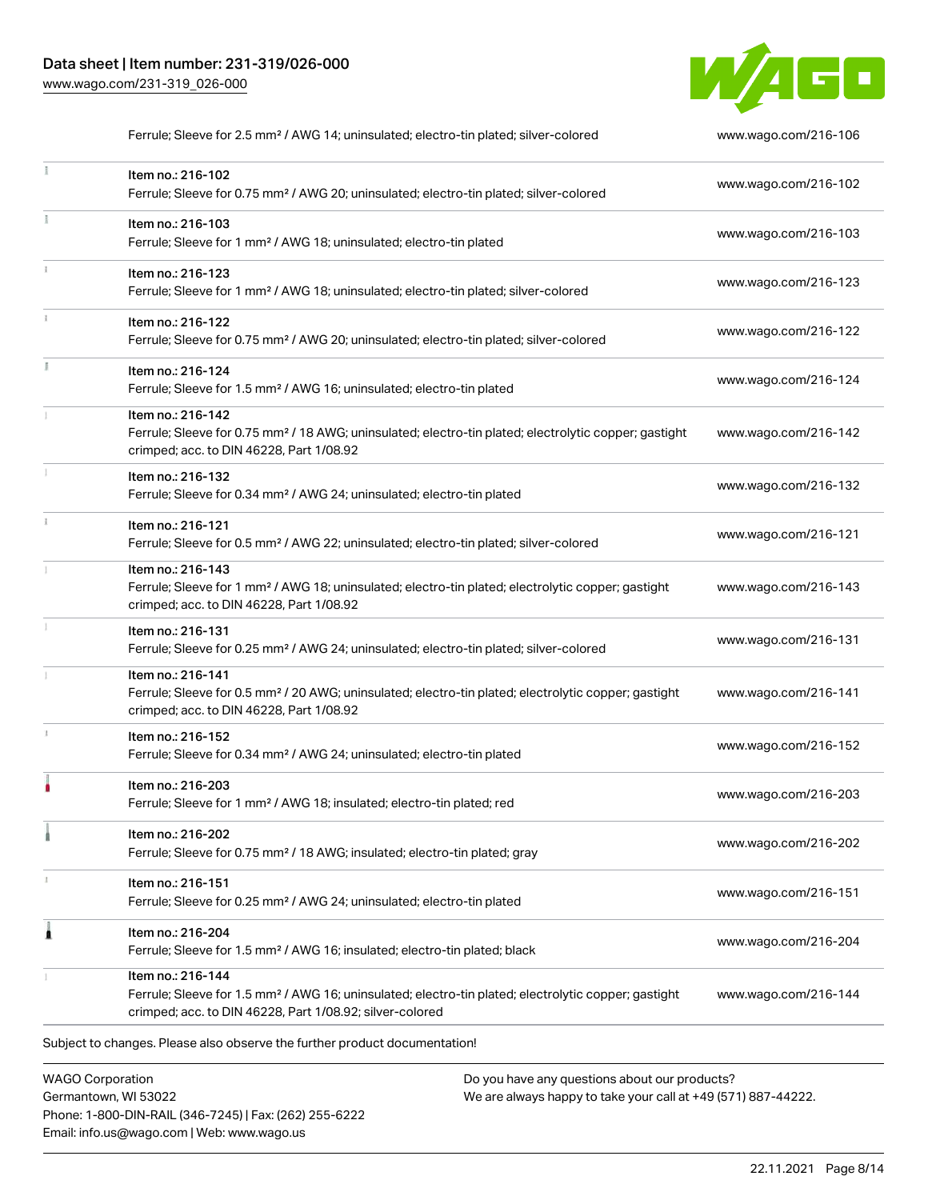| Item | URL |
| --- | --- |
| Ferrule; Sleeve for 2.5 mm² / AWG 14; uninsulated; electro-tin plated; silver-colored | www.wago.com/216-106 |
| Item no.: 216-102<br>Ferrule; Sleeve for 0.75 mm² / AWG 20; uninsulated; electro-tin plated; silver-colored | www.wago.com/216-102 |
| Item no.: 216-103<br>Ferrule; Sleeve for 1 mm² / AWG 18; uninsulated; electro-tin plated | www.wago.com/216-103 |
| Item no.: 216-123<br>Ferrule; Sleeve for 1 mm² / AWG 18; uninsulated; electro-tin plated; silver-colored | www.wago.com/216-123 |
| Item no.: 216-122<br>Ferrule; Sleeve for 0.75 mm² / AWG 20; uninsulated; electro-tin plated; silver-colored | www.wago.com/216-122 |
| Item no.: 216-124<br>Ferrule; Sleeve for 1.5 mm² / AWG 16; uninsulated; electro-tin plated | www.wago.com/216-124 |
| Item no.: 216-142<br>Ferrule; Sleeve for 0.75 mm² / 18 AWG; uninsulated; electro-tin plated; electrolytic copper; gastight crimped; acc. to DIN 46228, Part 1/08.92 | www.wago.com/216-142 |
| Item no.: 216-132<br>Ferrule; Sleeve for 0.34 mm² / AWG 24; uninsulated; electro-tin plated | www.wago.com/216-132 |
| Item no.: 216-121<br>Ferrule; Sleeve for 0.5 mm² / AWG 22; uninsulated; electro-tin plated; silver-colored | www.wago.com/216-121 |
| Item no.: 216-143<br>Ferrule; Sleeve for 1 mm² / AWG 18; uninsulated; electro-tin plated; electrolytic copper; gastight crimped; acc. to DIN 46228, Part 1/08.92 | www.wago.com/216-143 |
| Item no.: 216-131<br>Ferrule; Sleeve for 0.25 mm² / AWG 24; uninsulated; electro-tin plated; silver-colored | www.wago.com/216-131 |
| Item no.: 216-141<br>Ferrule; Sleeve for 0.5 mm² / 20 AWG; uninsulated; electro-tin plated; electrolytic copper; gastight crimped; acc. to DIN 46228, Part 1/08.92 | www.wago.com/216-141 |
| Item no.: 216-152<br>Ferrule; Sleeve for 0.34 mm² / AWG 24; uninsulated; electro-tin plated | www.wago.com/216-152 |
| Item no.: 216-203<br>Ferrule; Sleeve for 1 mm² / AWG 18; insulated; electro-tin plated; red | www.wago.com/216-203 |
| Item no.: 216-202<br>Ferrule; Sleeve for 0.75 mm² / 18 AWG; insulated; electro-tin plated; gray | www.wago.com/216-202 |
| Item no.: 216-151<br>Ferrule; Sleeve for 0.25 mm² / AWG 24; uninsulated; electro-tin plated | www.wago.com/216-151 |
| Item no.: 216-204<br>Ferrule; Sleeve for 1.5 mm² / AWG 16; insulated; electro-tin plated; black | www.wago.com/216-204 |
| Item no.: 216-144<br>Ferrule; Sleeve for 1.5 mm² / AWG 16; uninsulated; electro-tin plated; electrolytic copper; gastight crimped; acc. to DIN 46228, Part 1/08.92; silver-colored | www.wago.com/216-144 |

Subject to changes. Please also observe the further product documentation!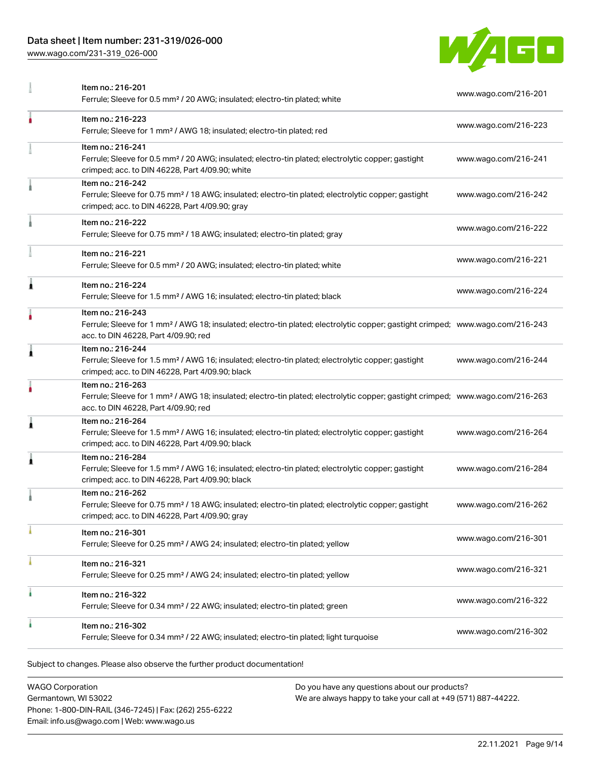| Item | URL |
| --- | --- |
| Item no.: 216-201<br>Ferrule; Sleeve for 0.5 mm² / 20 AWG; insulated; electro-tin plated; white | www.wago.com/216-201 |
| Item no.: 216-223<br>Ferrule; Sleeve for 1 mm² / AWG 18; insulated; electro-tin plated; red | www.wago.com/216-223 |
| Item no.: 216-241<br>Ferrule; Sleeve for 0.5 mm² / 20 AWG; insulated; electro-tin plated; electrolytic copper; gastight crimped; acc. to DIN 46228, Part 4/09.90; white | www.wago.com/216-241 |
| Item no.: 216-242<br>Ferrule; Sleeve for 0.75 mm² / 18 AWG; insulated; electro-tin plated; electrolytic copper; gastight crimped; acc. to DIN 46228, Part 4/09.90; gray | www.wago.com/216-242 |
| Item no.: 216-222<br>Ferrule; Sleeve for 0.75 mm² / 18 AWG; insulated; electro-tin plated; gray | www.wago.com/216-222 |
| Item no.: 216-221<br>Ferrule; Sleeve for 0.5 mm² / 20 AWG; insulated; electro-tin plated; white | www.wago.com/216-221 |
| Item no.: 216-224<br>Ferrule; Sleeve for 1.5 mm² / AWG 16; insulated; electro-tin plated; black | www.wago.com/216-224 |
| Item no.: 216-243<br>Ferrule; Sleeve for 1 mm² / AWG 18; insulated; electro-tin plated; electrolytic copper; gastight crimped; acc. to DIN 46228, Part 4/09.90; red | www.wago.com/216-243 |
| Item no.: 216-244<br>Ferrule; Sleeve for 1.5 mm² / AWG 16; insulated; electro-tin plated; electrolytic copper; gastight crimped; acc. to DIN 46228, Part 4/09.90; black | www.wago.com/216-244 |
| Item no.: 216-263<br>Ferrule; Sleeve for 1 mm² / AWG 18; insulated; electro-tin plated; electrolytic copper; gastight crimped; acc. to DIN 46228, Part 4/09.90; red | www.wago.com/216-263 |
| Item no.: 216-264<br>Ferrule; Sleeve for 1.5 mm² / AWG 16; insulated; electro-tin plated; electrolytic copper; gastight crimped; acc. to DIN 46228, Part 4/09.90; black | www.wago.com/216-264 |
| Item no.: 216-284<br>Ferrule; Sleeve for 1.5 mm² / AWG 16; insulated; electro-tin plated; electrolytic copper; gastight crimped; acc. to DIN 46228, Part 4/09.90; black | www.wago.com/216-284 |
| Item no.: 216-262<br>Ferrule; Sleeve for 0.75 mm² / 18 AWG; insulated; electro-tin plated; electrolytic copper; gastight crimped; acc. to DIN 46228, Part 4/09.90; gray | www.wago.com/216-262 |
| Item no.: 216-301<br>Ferrule; Sleeve for 0.25 mm² / AWG 24; insulated; electro-tin plated; yellow | www.wago.com/216-301 |
| Item no.: 216-321<br>Ferrule; Sleeve for 0.25 mm² / AWG 24; insulated; electro-tin plated; yellow | www.wago.com/216-321 |
| Item no.: 216-322<br>Ferrule; Sleeve for 0.34 mm² / 22 AWG; insulated; electro-tin plated; green | www.wago.com/216-322 |
| Item no.: 216-302<br>Ferrule; Sleeve for 0.34 mm² / 22 AWG; insulated; electro-tin plated; light turquoise | www.wago.com/216-302 |

Subject to changes. Please also observe the further product documentation!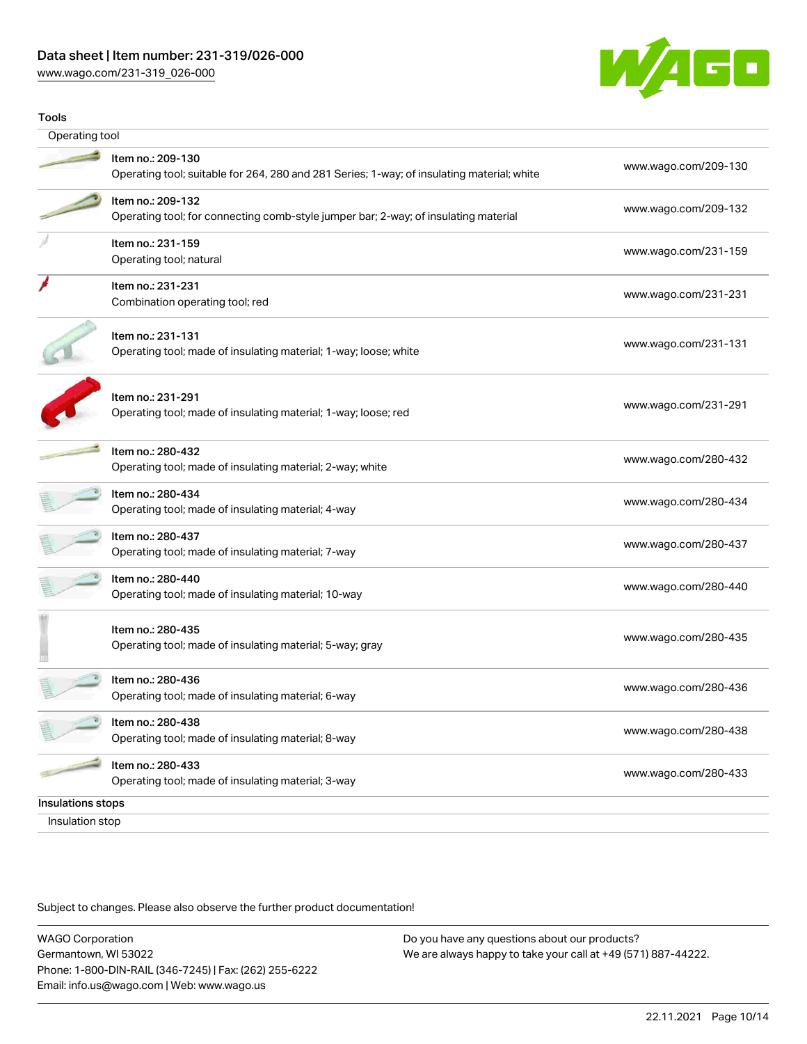## Tools

### Operating tool

| Item | Description | Link |
|---|---|---|
| Item no.: 209-130 | Operating tool; suitable for 264, 280 and 281 Series; 1-way; of insulating material; white | www.wago.com/209-130 |
| Item no.: 209-132 | Operating tool; for connecting comb-style jumper bar; 2-way; of insulating material | www.wago.com/209-132 |
| Item no.: 231-159 | Operating tool; natural | www.wago.com/231-159 |
| Item no.: 231-231 | Combination operating tool; red | www.wago.com/231-231 |
| Item no.: 231-131 | Operating tool; made of insulating material; 1-way; loose; white | www.wago.com/231-131 |
| Item no.: 231-291 | Operating tool; made of insulating material; 1-way; loose; red | www.wago.com/231-291 |
| Item no.: 280-432 | Operating tool; made of insulating material; 2-way; white | www.wago.com/280-432 |
| Item no.: 280-434 | Operating tool; made of insulating material; 4-way | www.wago.com/280-434 |
| Item no.: 280-437 | Operating tool; made of insulating material; 7-way | www.wago.com/280-437 |
| Item no.: 280-440 | Operating tool; made of insulating material; 10-way | www.wago.com/280-440 |
| Item no.: 280-435 | Operating tool; made of insulating material; 5-way; gray | www.wago.com/280-435 |
| Item no.: 280-436 | Operating tool; made of insulating material; 6-way | www.wago.com/280-436 |
| Item no.: 280-438 | Operating tool; made of insulating material; 8-way | www.wago.com/280-438 |
| Item no.: 280-433 | Operating tool; made of insulating material; 3-way | www.wago.com/280-433 |

## Insulations stops

### Insulation stop

Subject to changes. Please also observe the further product documentation!

WAGO Corporation
Germantown, WI 53022
Phone: 1-800-DIN-RAIL (346-7245) | Fax: (262) 255-6222
Email: info.us@wago.com | Web: www.wago.us

Do you have any questions about our products?
We are always happy to take your call at +49 (571) 887-44222.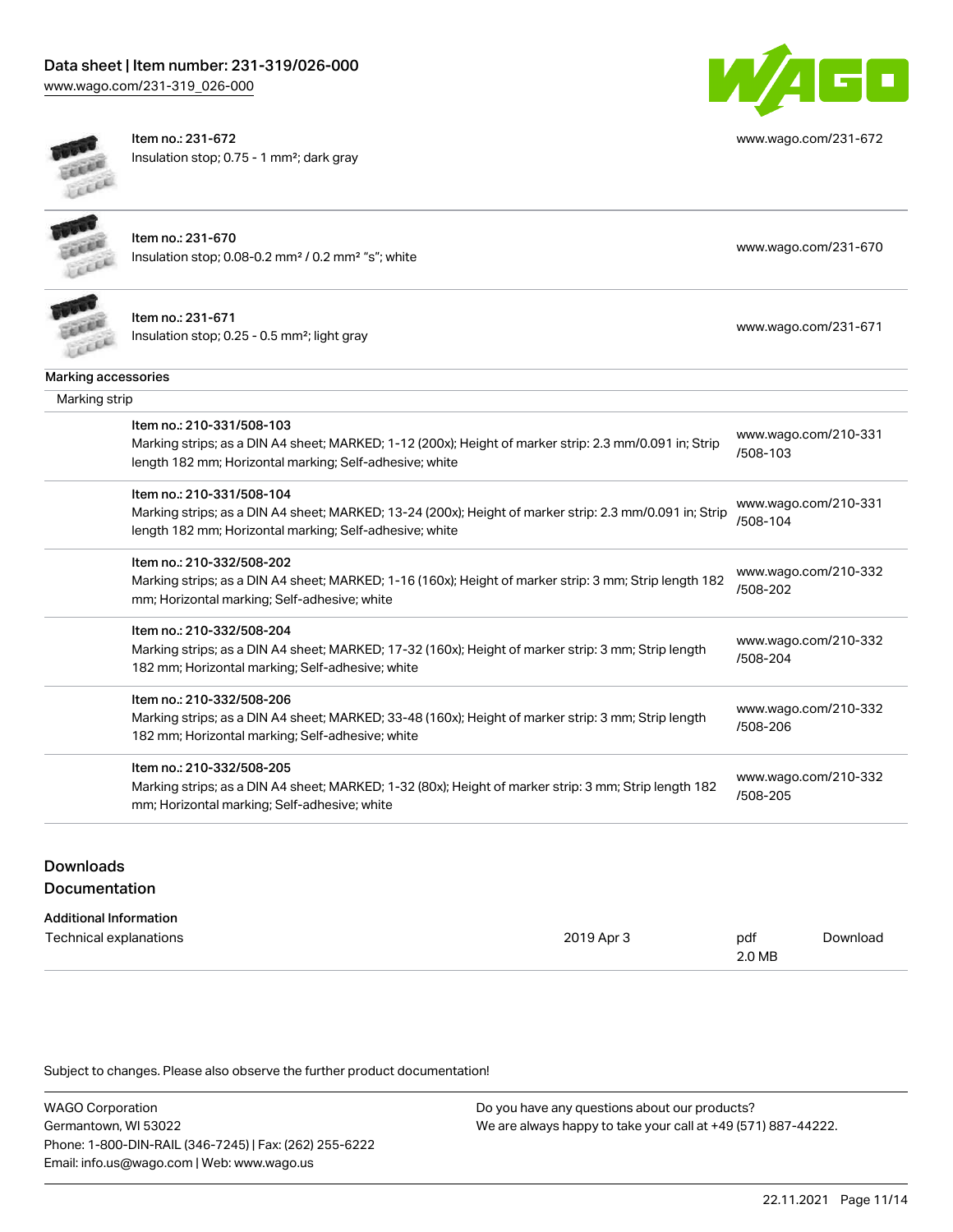| | |
|---|---|
| Item no.: 231-672<br>Insulation stop; 0.75 - 1 mm²; dark gray | www.wago.com/231-672 |
| Item no.: 231-670<br>Insulation stop; 0.08-0.2 mm² / 0.2 mm² "s"; white | www.wago.com/231-670 |
| Item no.: 231-671<br>Insulation stop; 0.25 - 0.5 mm²; light gray | www.wago.com/231-671 |

**Marking accessories**

Marking strip

| | |
|---|---|
| Item no.: 210-331/508-103<br>Marking strips; as a DIN A4 sheet; MARKED; 1-12 (200x); Height of marker strip: 2.3 mm/0.091 in; Strip length 182 mm; Horizontal marking; Self-adhesive; white | www.wago.com/210-331/508-103 |
| Item no.: 210-331/508-104<br>Marking strips; as a DIN A4 sheet; MARKED; 13-24 (200x); Height of marker strip: 2.3 mm/0.091 in; Strip length 182 mm; Horizontal marking; Self-adhesive; white | www.wago.com/210-331/508-104 |
| Item no.: 210-332/508-202<br>Marking strips; as a DIN A4 sheet; MARKED; 1-16 (160x); Height of marker strip: 3 mm; Strip length 182 mm; Horizontal marking; Self-adhesive; white | www.wago.com/210-332/508-202 |
| Item no.: 210-332/508-204<br>Marking strips; as a DIN A4 sheet; MARKED; 17-32 (160x); Height of marker strip: 3 mm; Strip length 182 mm; Horizontal marking; Self-adhesive; white | www.wago.com/210-332/508-204 |
| Item no.: 210-332/508-206<br>Marking strips; as a DIN A4 sheet; MARKED; 33-48 (160x); Height of marker strip: 3 mm; Strip length 182 mm; Horizontal marking; Self-adhesive; white | www.wago.com/210-332/508-206 |
| Item no.: 210-332/508-205<br>Marking strips; as a DIN A4 sheet; MARKED; 1-32 (80x); Height of marker strip: 3 mm; Strip length 182 mm; Horizontal marking; Self-adhesive; white | www.wago.com/210-332/508-205 |

## Downloads

### Documentation

**Additional Information**

| | | | |
|---|---|---|---|
| Technical explanations | 2019 Apr 3 | pdf<br>2.0 MB | Download |

Subject to changes. Please also observe the further product documentation!

WAGO Corporation
Germantown, WI 53022
Phone: 1-800-DIN-RAIL (346-7245) | Fax: (262) 255-6222
Email: info.us@wago.com | Web: www.wago.us

Do you have any questions about our products?
We are always happy to take your call at +49 (571) 887-44222.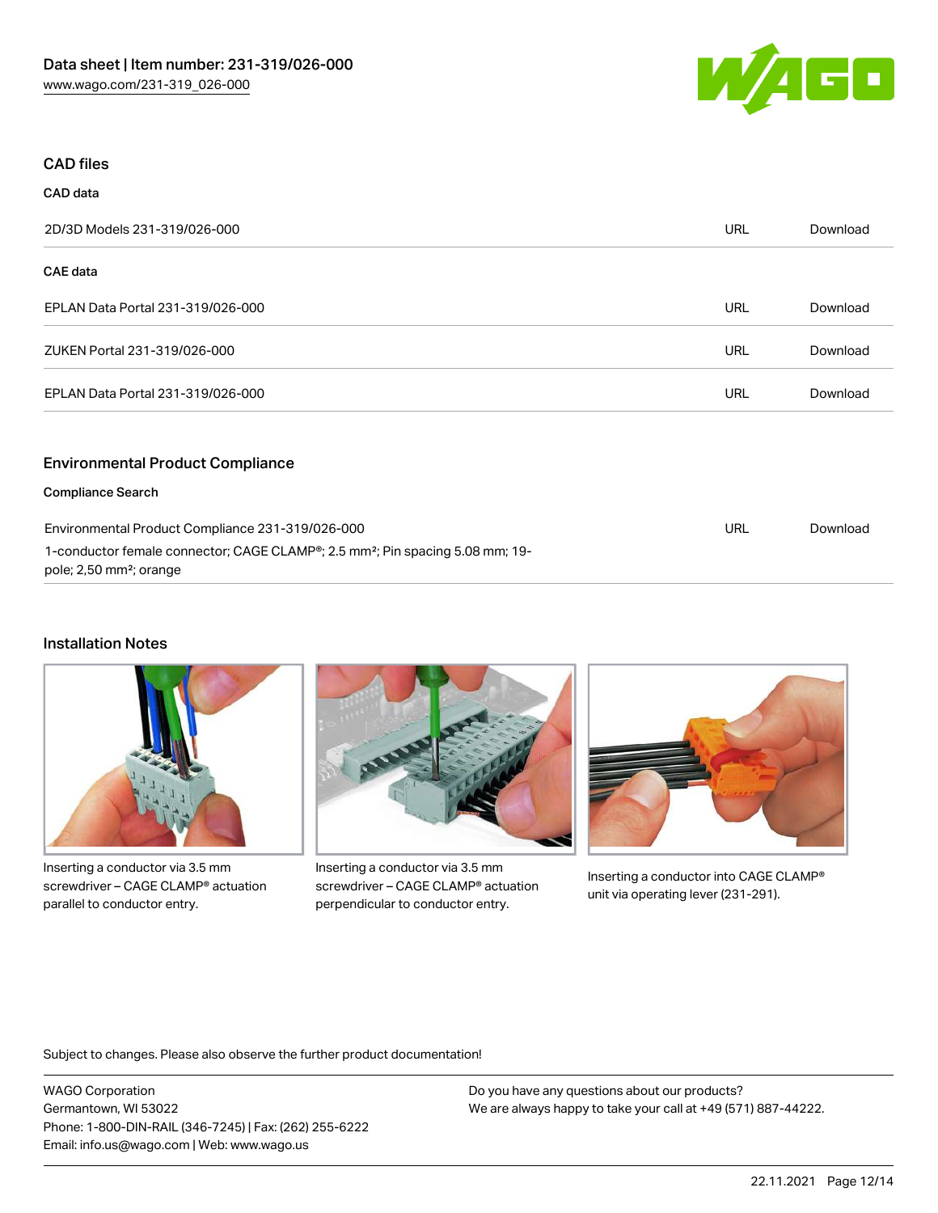## CAD files

### CAD data

| | | |
|---|---|---|
| 2D/3D Models 231-319/026-000 | URL | Download |

### CAE data

| | | |
|---|---|---|
| EPLAN Data Portal 231-319/026-000 | URL | Download |
| ZUKEN Portal 231-319/026-000 | URL | Download |
| EPLAN Data Portal 231-319/026-000 | URL | Download |

## Environmental Product Compliance

### Compliance Search

| | | |
|---|---|---|
| Environmental Product Compliance 231-319/026-000<br>1-conductor female connector; CAGE CLAMP®; 2.5 mm²; Pin spacing 5.08 mm; 19-pole; 2,50 mm²; orange | URL | Download |

## Installation Notes

Inserting a conductor via 3.5 mm screwdriver – CAGE CLAMP® actuation parallel to conductor entry.

Inserting a conductor via 3.5 mm screwdriver – CAGE CLAMP® actuation perpendicular to conductor entry.

Inserting a conductor into CAGE CLAMP® unit via operating lever (231-291).

Subject to changes. Please also observe the further product documentation!

WAGO Corporation
Germantown, WI 53022
Phone: 1-800-DIN-RAIL (346-7245) | Fax: (262) 255-6222
Email: info.us@wago.com | Web: www.wago.us

Do you have any questions about our products?
We are always happy to take your call at +49 (571) 887-44222.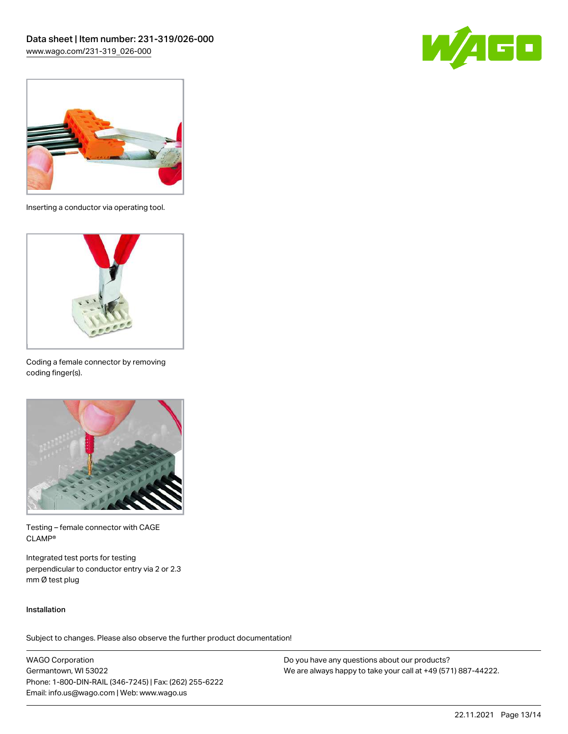Inserting a conductor via operating tool.

Coding a female connector by removing coding finger(s).

Testing – female connector with CAGE CLAMP®

Integrated test ports for testing perpendicular to conductor entry via 2 or 2.3 mm Ø test plug

Installation

Subject to changes. Please also observe the further product documentation!

WAGO Corporation
Germantown, WI 53022
Phone: 1-800-DIN-RAIL (346-7245) | Fax: (262) 255-6222
Email: info.us@wago.com | Web: www.wago.us

Do you have any questions about our products?
We are always happy to take your call at +49 (571) 887-44222.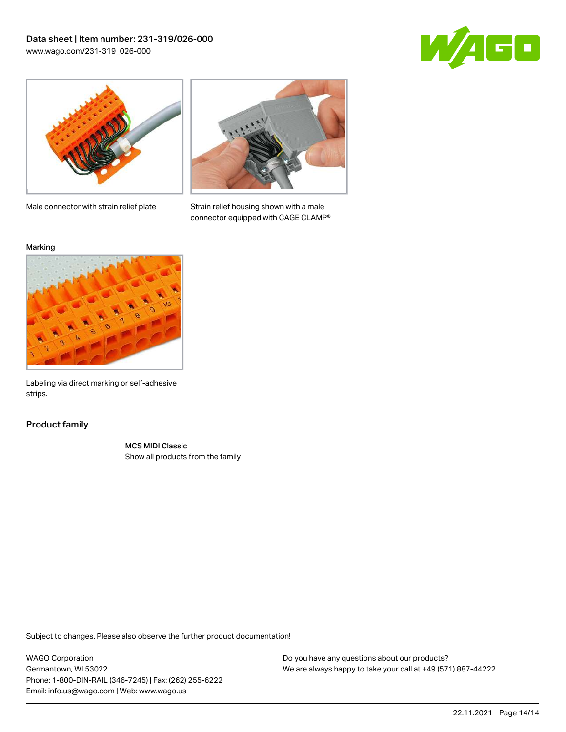Male connector with strain relief plate

Strain relief housing shown with a male connector equipped with CAGE CLAMP®

Marking

Labeling via direct marking or self-adhesive strips.

## Product family

MCS MIDI Classic
Show all products from the family

Subject to changes. Please also observe the further product documentation!

WAGO Corporation
Germantown, WI 53022
Phone: 1-800-DIN-RAIL (346-7245) | Fax: (262) 255-6222
Email: info.us@wago.com | Web: www.wago.us

Do you have any questions about our products?
We are always happy to take your call at +49 (571) 887-44222.